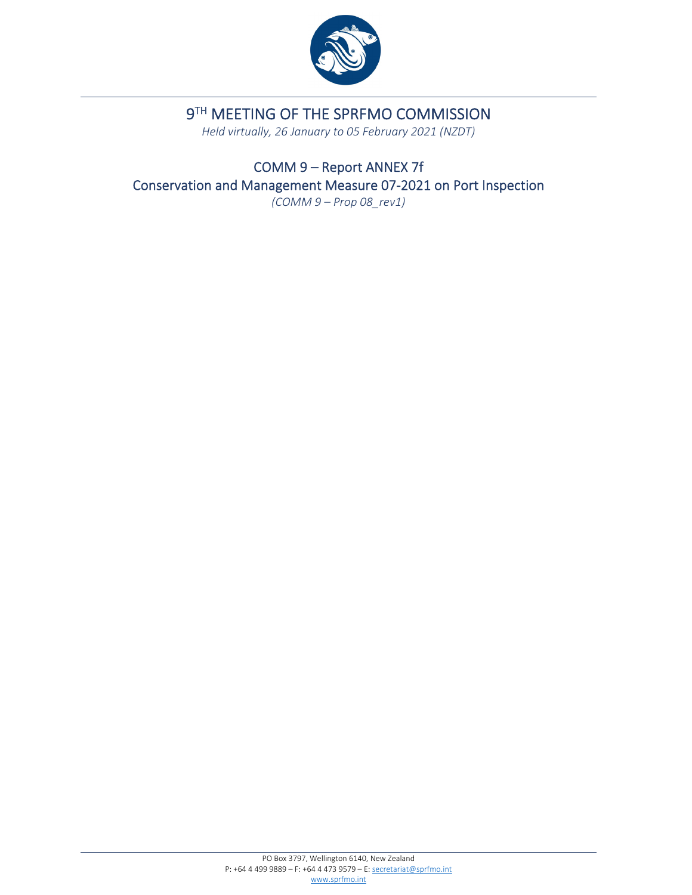# 9[TH] MEETING OF THE SPRFMO COMMISSION

*Held virtually, 26 January to 05 February 2021 (NZDT)*

## COMM 9 – Report ANNEX 7f

## Conservation and Management Measure 07-2021 on Port Inspection

*(COMM 9 – Prop 08_rev1)*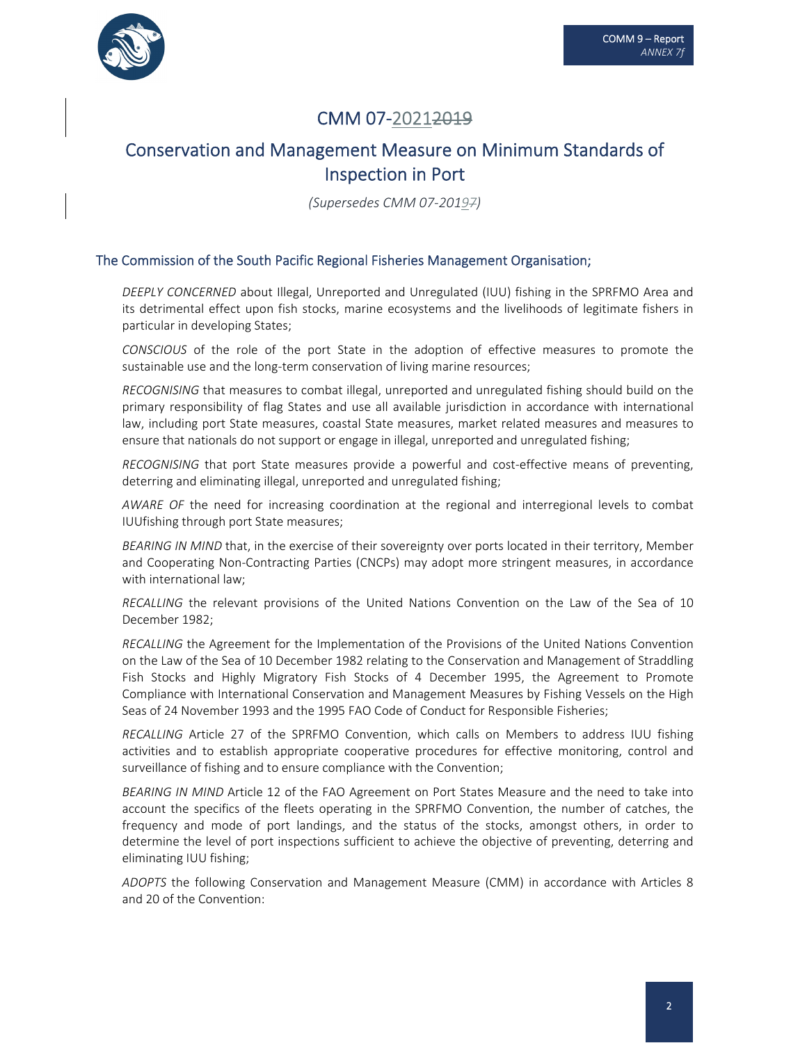# CMM 07-20212019

## Conservation and Management Measure on Minimum Standards of Inspection in Port

*(Supersedes CMM 07-20197)*

### The Commission of the South Pacific Regional Fisheries Management Organisation;

*DEEPLY CONCERNED* about Illegal, Unreported and Unregulated (IUU) fishing in the SPRFMO Area and its detrimental effect upon fish stocks, marine ecosystems and the livelihoods of legitimate fishers in particular in developing States;

*CONSCIOUS* of the role of the port State in the adoption of effective measures to promote the sustainable use and the long-term conservation of living marine resources;

*RECOGNISING* that measures to combat illegal, unreported and unregulated fishing should build on the primary responsibility of flag States and use all available jurisdiction in accordance with international law, including port State measures, coastal State measures, market related measures and measures to ensure that nationals do not support or engage in illegal, unreported and unregulated fishing;

*RECOGNISING* that port State measures provide a powerful and cost-effective means of preventing, deterring and eliminating illegal, unreported and unregulated fishing;

*AWARE OF* the need for increasing coordination at the regional and interregional levels to combat IUUfishing through port State measures;

*BEARING IN MIND* that, in the exercise of their sovereignty over ports located in their territory, Member and Cooperating Non-Contracting Parties (CNCPs) may adopt more stringent measures, in accordance with international law;

*RECALLING* the relevant provisions of the United Nations Convention on the Law of the Sea of 10 December 1982;

*RECALLING* the Agreement for the Implementation of the Provisions of the United Nations Convention on the Law of the Sea of 10 December 1982 relating to the Conservation and Management of Straddling Fish Stocks and Highly Migratory Fish Stocks of 4 December 1995, the Agreement to Promote Compliance with International Conservation and Management Measures by Fishing Vessels on the High Seas of 24 November 1993 and the 1995 FAO Code of Conduct for Responsible Fisheries;

*RECALLING* Article 27 of the SPRFMO Convention, which calls on Members to address IUU fishing activities and to establish appropriate cooperative procedures for effective monitoring, control and surveillance of fishing and to ensure compliance with the Convention;

*BEARING IN MIND* Article 12 of the FAO Agreement on Port States Measure and the need to take into account the specifics of the fleets operating in the SPRFMO Convention, the number of catches, the frequency and mode of port landings, and the status of the stocks, amongst others, in order to determine the level of port inspections sufficient to achieve the objective of preventing, deterring and eliminating IUU fishing;

*ADOPTS* the following Conservation and Management Measure (CMM) in accordance with Articles 8 and 20 of the Convention: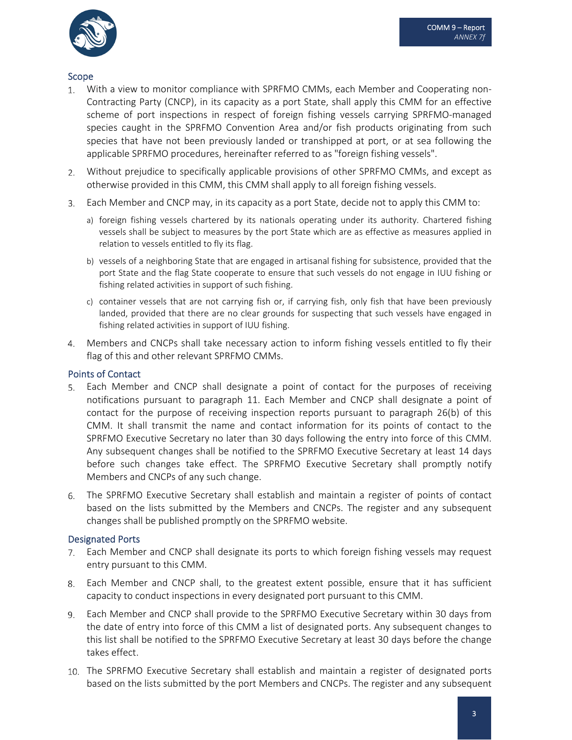## Scope

1. With a view to monitor compliance with SPRFMO CMMs, each Member and Cooperating non-Contracting Party (CNCP), in its capacity as a port State, shall apply this CMM for an effective scheme of port inspections in respect of foreign fishing vessels carrying SPRFMO-managed species caught in the SPRFMO Convention Area and/or fish products originating from such species that have not been previously landed or transhipped at port, or at sea following the applicable SPRFMO procedures, hereinafter referred to as "foreign fishing vessels".

2. Without prejudice to specifically applicable provisions of other SPRFMO CMMs, and except as otherwise provided in this CMM, this CMM shall apply to all foreign fishing vessels.

3. Each Member and CNCP may, in its capacity as a port State, decide not to apply this CMM to:

   a) foreign fishing vessels chartered by its nationals operating under its authority. Chartered fishing vessels shall be subject to measures by the port State which are as effective as measures applied in relation to vessels entitled to fly its flag.

   b) vessels of a neighboring State that are engaged in artisanal fishing for subsistence, provided that the port State and the flag State cooperate to ensure that such vessels do not engage in IUU fishing or fishing related activities in support of such fishing.

   c) container vessels that are not carrying fish or, if carrying fish, only fish that have been previously landed, provided that there are no clear grounds for suspecting that such vessels have engaged in fishing related activities in support of IUU fishing.

4. Members and CNCPs shall take necessary action to inform fishing vessels entitled to fly their flag of this and other relevant SPRFMO CMMs.

## Points of Contact

5. Each Member and CNCP shall designate a point of contact for the purposes of receiving notifications pursuant to paragraph 11. Each Member and CNCP shall designate a point of contact for the purpose of receiving inspection reports pursuant to paragraph 26(b) of this CMM. It shall transmit the name and contact information for its points of contact to the SPRFMO Executive Secretary no later than 30 days following the entry into force of this CMM. Any subsequent changes shall be notified to the SPRFMO Executive Secretary at least 14 days before such changes take effect. The SPRFMO Executive Secretary shall promptly notify Members and CNCPs of any such change.

6. The SPRFMO Executive Secretary shall establish and maintain a register of points of contact based on the lists submitted by the Members and CNCPs. The register and any subsequent changes shall be published promptly on the SPRFMO website.

## Designated Ports

7. Each Member and CNCP shall designate its ports to which foreign fishing vessels may request entry pursuant to this CMM.

8. Each Member and CNCP shall, to the greatest extent possible, ensure that it has sufficient capacity to conduct inspections in every designated port pursuant to this CMM.

9. Each Member and CNCP shall provide to the SPRFMO Executive Secretary within 30 days from the date of entry into force of this CMM a list of designated ports. Any subsequent changes to this list shall be notified to the SPRFMO Executive Secretary at least 30 days before the change takes effect.

10. The SPRFMO Executive Secretary shall establish and maintain a register of designated ports based on the lists submitted by the port Members and CNCPs. The register and any subsequent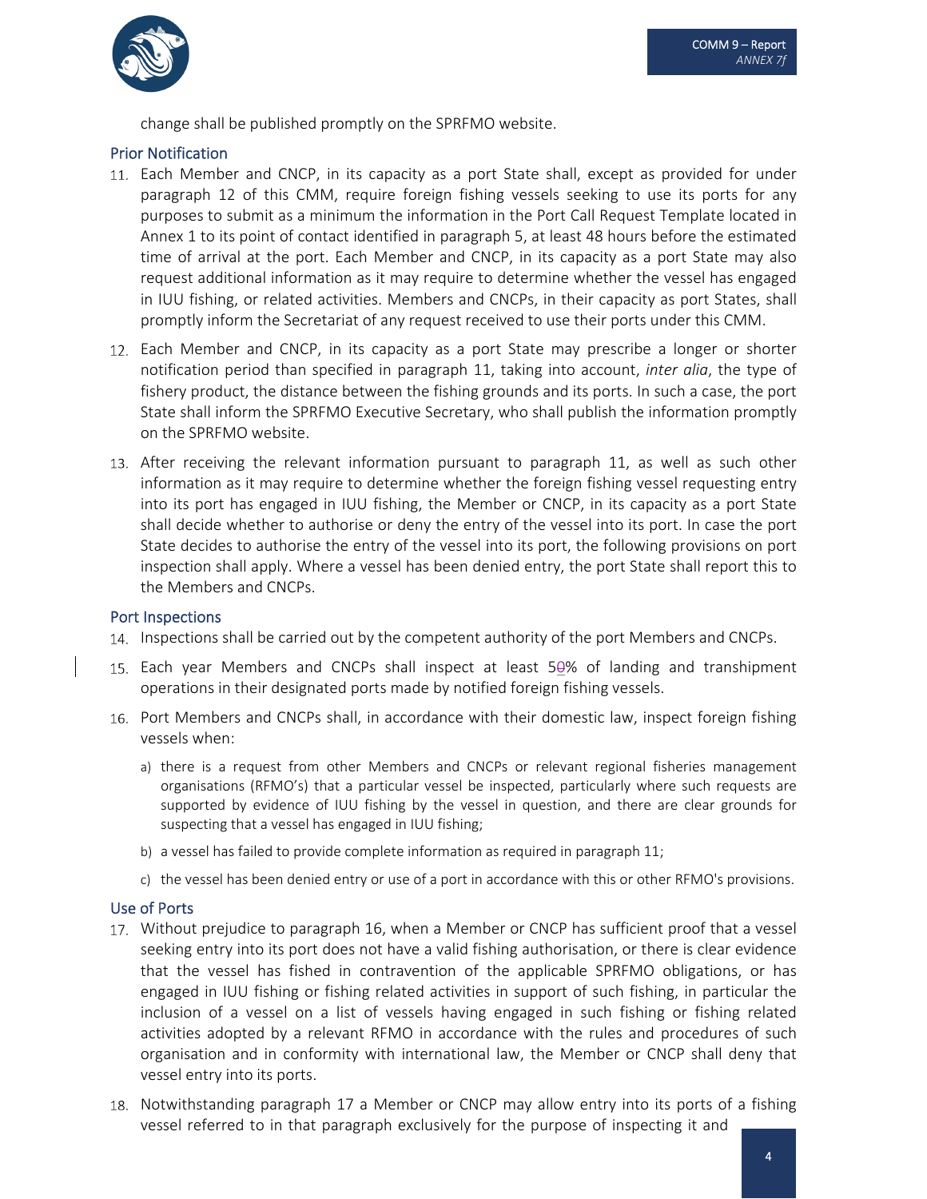change shall be published promptly on the SPRFMO website.

### Prior Notification

11. Each Member and CNCP, in its capacity as a port State shall, except as provided for under paragraph 12 of this CMM, require foreign fishing vessels seeking to use its ports for any purposes to submit as a minimum the information in the Port Call Request Template located in Annex 1 to its point of contact identified in paragraph 5, at least 48 hours before the estimated time of arrival at the port. Each Member and CNCP, in its capacity as a port State may also request additional information as it may require to determine whether the vessel has engaged in IUU fishing, or related activities. Members and CNCPs, in their capacity as port States, shall promptly inform the Secretariat of any request received to use their ports under this CMM.

12. Each Member and CNCP, in its capacity as a port State may prescribe a longer or shorter notification period than specified in paragraph 11, taking into account, *inter alia*, the type of fishery product, the distance between the fishing grounds and its ports. In such a case, the port State shall inform the SPRFMO Executive Secretary, who shall publish the information promptly on the SPRFMO website.

13. After receiving the relevant information pursuant to paragraph 11, as well as such other information as it may require to determine whether the foreign fishing vessel requesting entry into its port has engaged in IUU fishing, the Member or CNCP, in its capacity as a port State shall decide whether to authorise or deny the entry of the vessel into its port. In case the port State decides to authorise the entry of the vessel into its port, the following provisions on port inspection shall apply. Where a vessel has been denied entry, the port State shall report this to the Members and CNCPs.

### Port Inspections

14. Inspections shall be carried out by the competent authority of the port Members and CNCPs.

15. Each year Members and CNCPs shall inspect at least 5~~0~~% of landing and transhipment operations in their designated ports made by notified foreign fishing vessels.

16. Port Members and CNCPs shall, in accordance with their domestic law, inspect foreign fishing vessels when:
    a) there is a request from other Members and CNCPs or relevant regional fisheries management organisations (RFMO's) that a particular vessel be inspected, particularly where such requests are supported by evidence of IUU fishing by the vessel in question, and there are clear grounds for suspecting that a vessel has engaged in IUU fishing;
    b) a vessel has failed to provide complete information as required in paragraph 11;
    c) the vessel has been denied entry or use of a port in accordance with this or other RFMO's provisions.

### Use of Ports

17. Without prejudice to paragraph 16, when a Member or CNCP has sufficient proof that a vessel seeking entry into its port does not have a valid fishing authorisation, or there is clear evidence that the vessel has fished in contravention of the applicable SPRFMO obligations, or has engaged in IUU fishing or fishing related activities in support of such fishing, in particular the inclusion of a vessel on a list of vessels having engaged in such fishing or fishing related activities adopted by a relevant RFMO in accordance with the rules and procedures of such organisation and in conformity with international law, the Member or CNCP shall deny that vessel entry into its ports.

18. Notwithstanding paragraph 17 a Member or CNCP may allow entry into its ports of a fishing vessel referred to in that paragraph exclusively for the purpose of inspecting it and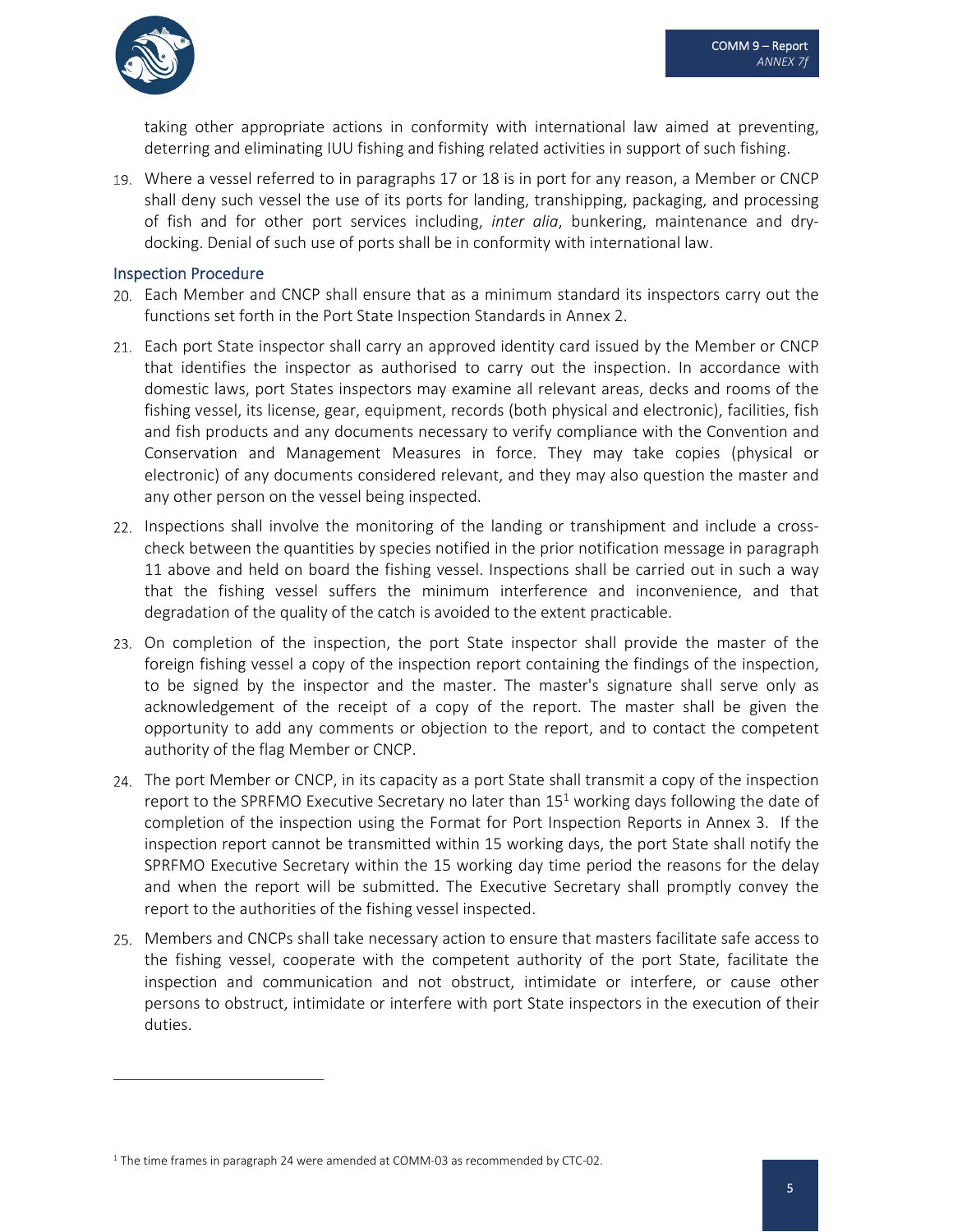taking other appropriate actions in conformity with international law aimed at preventing, deterring and eliminating IUU fishing and fishing related activities in support of such fishing.

19. Where a vessel referred to in paragraphs 17 or 18 is in port for any reason, a Member or CNCP shall deny such vessel the use of its ports for landing, transhipping, packaging, and processing of fish and for other port services including, *inter alia*, bunkering, maintenance and dry-docking. Denial of such use of ports shall be in conformity with international law.

### Inspection Procedure

20. Each Member and CNCP shall ensure that as a minimum standard its inspectors carry out the functions set forth in the Port State Inspection Standards in Annex 2.

21. Each port State inspector shall carry an approved identity card issued by the Member or CNCP that identifies the inspector as authorised to carry out the inspection. In accordance with domestic laws, port States inspectors may examine all relevant areas, decks and rooms of the fishing vessel, its license, gear, equipment, records (both physical and electronic), facilities, fish and fish products and any documents necessary to verify compliance with the Convention and Conservation and Management Measures in force. They may take copies (physical or electronic) of any documents considered relevant, and they may also question the master and any other person on the vessel being inspected.

22. Inspections shall involve the monitoring of the landing or transhipment and include a cross-check between the quantities by species notified in the prior notification message in paragraph 11 above and held on board the fishing vessel. Inspections shall be carried out in such a way that the fishing vessel suffers the minimum interference and inconvenience, and that degradation of the quality of the catch is avoided to the extent practicable.

23. On completion of the inspection, the port State inspector shall provide the master of the foreign fishing vessel a copy of the inspection report containing the findings of the inspection, to be signed by the inspector and the master. The master's signature shall serve only as acknowledgement of the receipt of a copy of the report. The master shall be given the opportunity to add any comments or objection to the report, and to contact the competent authority of the flag Member or CNCP.

24. The port Member or CNCP, in its capacity as a port State shall transmit a copy of the inspection report to the SPRFMO Executive Secretary no later than 15[1] working days following the date of completion of the inspection using the Format for Port Inspection Reports in Annex 3. If the inspection report cannot be transmitted within 15 working days, the port State shall notify the SPRFMO Executive Secretary within the 15 working day time period the reasons for the delay and when the report will be submitted. The Executive Secretary shall promptly convey the report to the authorities of the fishing vessel inspected.

25. Members and CNCPs shall take necessary action to ensure that masters facilitate safe access to the fishing vessel, cooperate with the competent authority of the port State, facilitate the inspection and communication and not obstruct, intimidate or interfere, or cause other persons to obstruct, intimidate or interfere with port State inspectors in the execution of their duties.

---

[1] The time frames in paragraph 24 were amended at COMM-03 as recommended by CTC-02.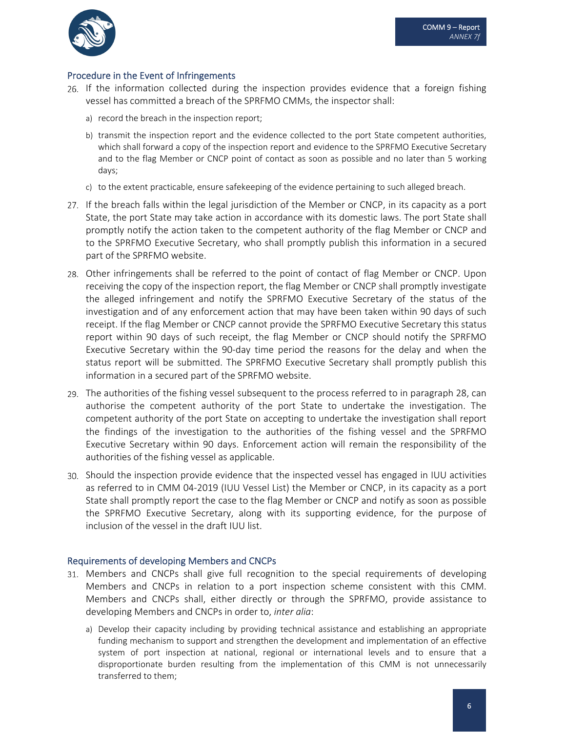## Procedure in the Event of Infringements

26. If the information collected during the inspection provides evidence that a foreign fishing vessel has committed a breach of the SPRFMO CMMs, the inspector shall:
    a) record the breach in the inspection report;
    b) transmit the inspection report and the evidence collected to the port State competent authorities, which shall forward a copy of the inspection report and evidence to the SPRFMO Executive Secretary and to the flag Member or CNCP point of contact as soon as possible and no later than 5 working days;
    c) to the extent practicable, ensure safekeeping of the evidence pertaining to such alleged breach.
27. If the breach falls within the legal jurisdiction of the Member or CNCP, in its capacity as a port State, the port State may take action in accordance with its domestic laws. The port State shall promptly notify the action taken to the competent authority of the flag Member or CNCP and to the SPRFMO Executive Secretary, who shall promptly publish this information in a secured part of the SPRFMO website.
28. Other infringements shall be referred to the point of contact of flag Member or CNCP. Upon receiving the copy of the inspection report, the flag Member or CNCP shall promptly investigate the alleged infringement and notify the SPRFMO Executive Secretary of the status of the investigation and of any enforcement action that may have been taken within 90 days of such receipt. If the flag Member or CNCP cannot provide the SPRFMO Executive Secretary this status report within 90 days of such receipt, the flag Member or CNCP should notify the SPRFMO Executive Secretary within the 90-day time period the reasons for the delay and when the status report will be submitted. The SPRFMO Executive Secretary shall promptly publish this information in a secured part of the SPRFMO website.
29. The authorities of the fishing vessel subsequent to the process referred to in paragraph 28, can authorise the competent authority of the port State to undertake the investigation. The competent authority of the port State on accepting to undertake the investigation shall report the findings of the investigation to the authorities of the fishing vessel and the SPRFMO Executive Secretary within 90 days. Enforcement action will remain the responsibility of the authorities of the fishing vessel as applicable.
30. Should the inspection provide evidence that the inspected vessel has engaged in IUU activities as referred to in CMM 04-2019 (IUU Vessel List) the Member or CNCP, in its capacity as a port State shall promptly report the case to the flag Member or CNCP and notify as soon as possible the SPRFMO Executive Secretary, along with its supporting evidence, for the purpose of inclusion of the vessel in the draft IUU list.

## Requirements of developing Members and CNCPs

31. Members and CNCPs shall give full recognition to the special requirements of developing Members and CNCPs in relation to a port inspection scheme consistent with this CMM. Members and CNCPs shall, either directly or through the SPRFMO, provide assistance to developing Members and CNCPs in order to, *inter alia*:
    a) Develop their capacity including by providing technical assistance and establishing an appropriate funding mechanism to support and strengthen the development and implementation of an effective system of port inspection at national, regional or international levels and to ensure that a disproportionate burden resulting from the implementation of this CMM is not unnecessarily transferred to them;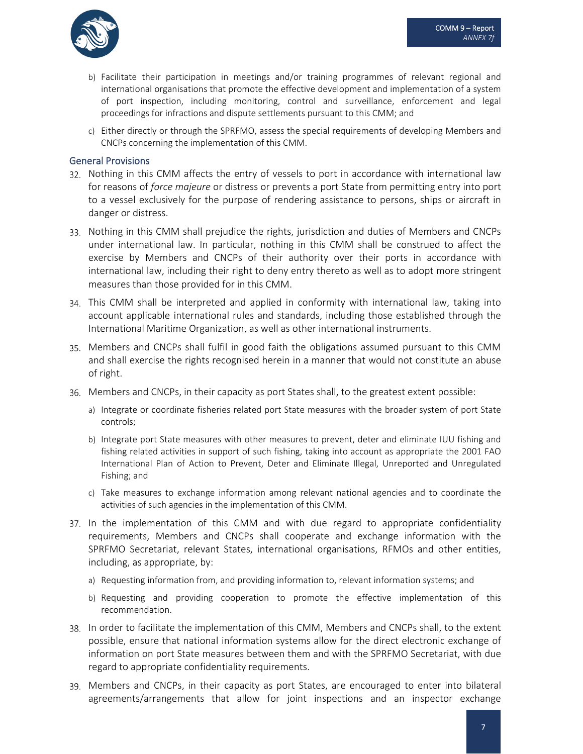b) Facilitate their participation in meetings and/or training programmes of relevant regional and international organisations that promote the effective development and implementation of a system of port inspection, including monitoring, control and surveillance, enforcement and legal proceedings for infractions and dispute settlements pursuant to this CMM; and

c) Either directly or through the SPRFMO, assess the special requirements of developing Members and CNCPs concerning the implementation of this CMM.

## General Provisions

32. Nothing in this CMM affects the entry of vessels to port in accordance with international law for reasons of *force majeure* or distress or prevents a port State from permitting entry into port to a vessel exclusively for the purpose of rendering assistance to persons, ships or aircraft in danger or distress.

33. Nothing in this CMM shall prejudice the rights, jurisdiction and duties of Members and CNCPs under international law. In particular, nothing in this CMM shall be construed to affect the exercise by Members and CNCPs of their authority over their ports in accordance with international law, including their right to deny entry thereto as well as to adopt more stringent measures than those provided for in this CMM.

34. This CMM shall be interpreted and applied in conformity with international law, taking into account applicable international rules and standards, including those established through the International Maritime Organization, as well as other international instruments.

35. Members and CNCPs shall fulfil in good faith the obligations assumed pursuant to this CMM and shall exercise the rights recognised herein in a manner that would not constitute an abuse of right.

36. Members and CNCPs, in their capacity as port States shall, to the greatest extent possible:

    a) Integrate or coordinate fisheries related port State measures with the broader system of port State controls;

    b) Integrate port State measures with other measures to prevent, deter and eliminate IUU fishing and fishing related activities in support of such fishing, taking into account as appropriate the 2001 FAO International Plan of Action to Prevent, Deter and Eliminate Illegal, Unreported and Unregulated Fishing; and

    c) Take measures to exchange information among relevant national agencies and to coordinate the activities of such agencies in the implementation of this CMM.

37. In the implementation of this CMM and with due regard to appropriate confidentiality requirements, Members and CNCPs shall cooperate and exchange information with the SPRFMO Secretariat, relevant States, international organisations, RFMOs and other entities, including, as appropriate, by:

    a) Requesting information from, and providing information to, relevant information systems; and

    b) Requesting and providing cooperation to promote the effective implementation of this recommendation.

38. In order to facilitate the implementation of this CMM, Members and CNCPs shall, to the extent possible, ensure that national information systems allow for the direct electronic exchange of information on port State measures between them and with the SPRFMO Secretariat, with due regard to appropriate confidentiality requirements.

39. Members and CNCPs, in their capacity as port States, are encouraged to enter into bilateral agreements/arrangements that allow for joint inspections and an inspector exchange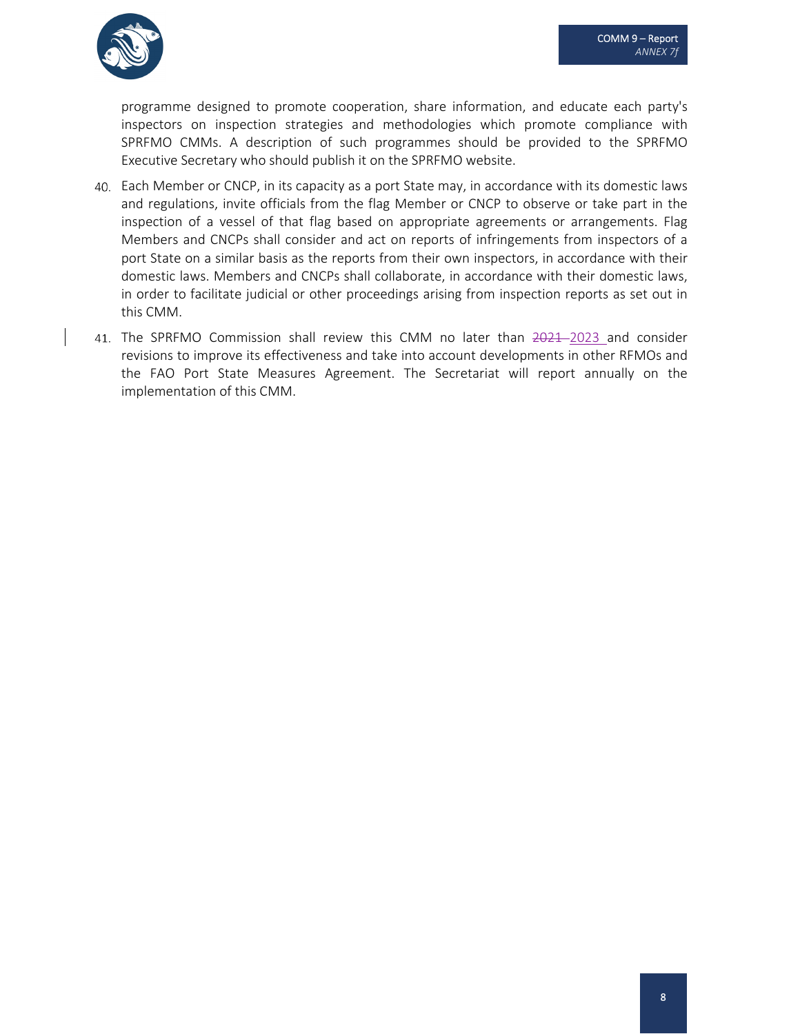programme designed to promote cooperation, share information, and educate each party's inspectors on inspection strategies and methodologies which promote compliance with SPRFMO CMMs. A description of such programmes should be provided to the SPRFMO Executive Secretary who should publish it on the SPRFMO website.

40. Each Member or CNCP, in its capacity as a port State may, in accordance with its domestic laws and regulations, invite officials from the flag Member or CNCP to observe or take part in the inspection of a vessel of that flag based on appropriate agreements or arrangements. Flag Members and CNCPs shall consider and act on reports of infringements from inspectors of a port State on a similar basis as the reports from their own inspectors, in accordance with their domestic laws. Members and CNCPs shall collaborate, in accordance with their domestic laws, in order to facilitate judicial or other proceedings arising from inspection reports as set out in this CMM.

41. The SPRFMO Commission shall review this CMM no later than ~~2021~~ 2023 and consider revisions to improve its effectiveness and take into account developments in other RFMOs and the FAO Port State Measures Agreement. The Secretariat will report annually on the implementation of this CMM.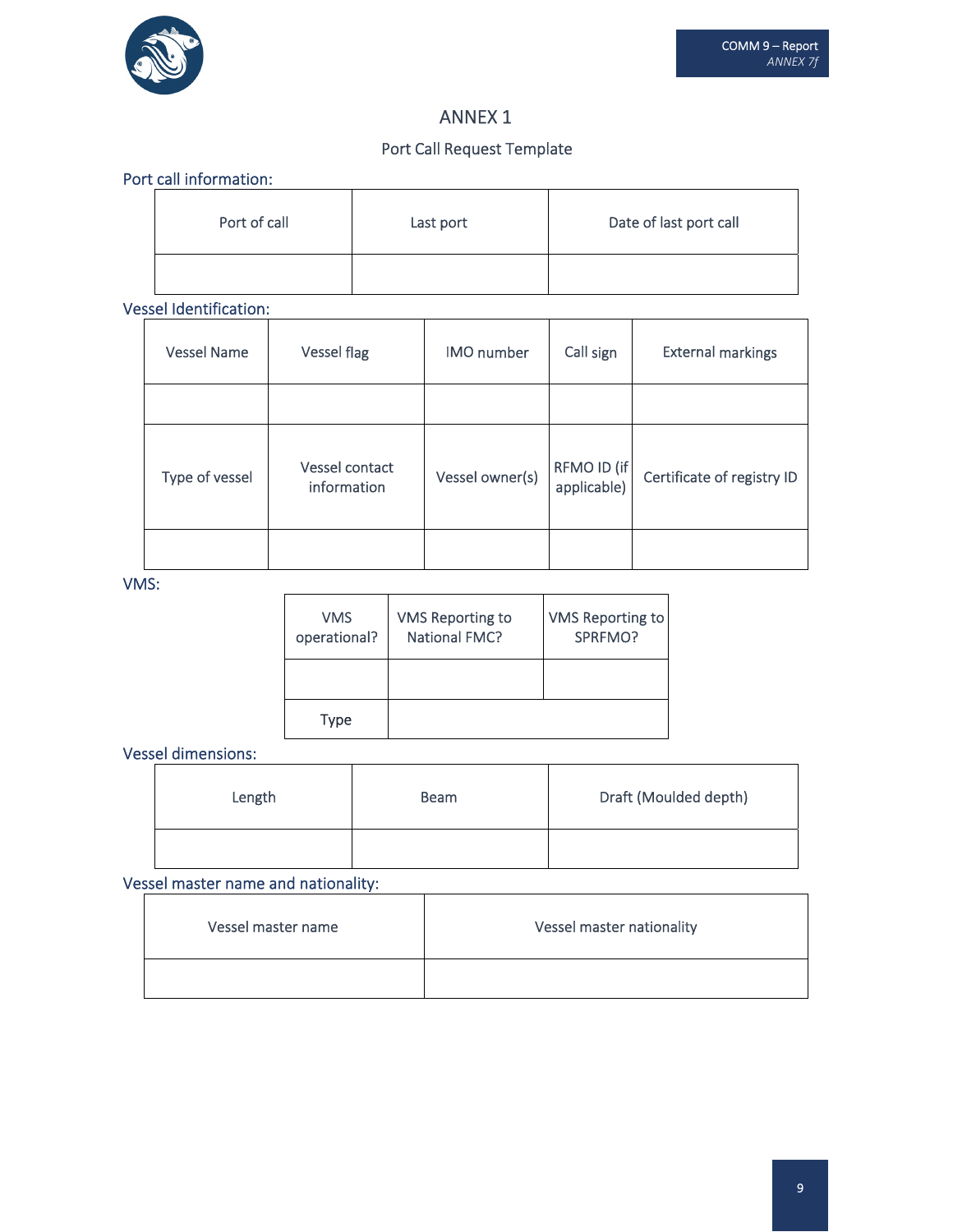# ANNEX 1

## Port Call Request Template

### Port call information:

| Port of call | Last port | Date of last port call |
|---|---|---|
| | | |

### Vessel Identification:

| Vessel Name | Vessel flag | IMO number | Call sign | External markings |
|---|---|---|---|---|
| | | | | |
| Type of vessel | Vessel contact information | Vessel owner(s) | RFMO ID (if applicable) | Certificate of registry ID |
| | | | | |

### VMS:

| VMS operational? | VMS Reporting to National FMC? | VMS Reporting to SPRFMO? |
|---|---|---|
| | | |
| Type | | |

### Vessel dimensions:

| Length | Beam | Draft (Moulded depth) |
|---|---|---|
| | | |

### Vessel master name and nationality:

| Vessel master name | Vessel master nationality |
|---|---|
| | |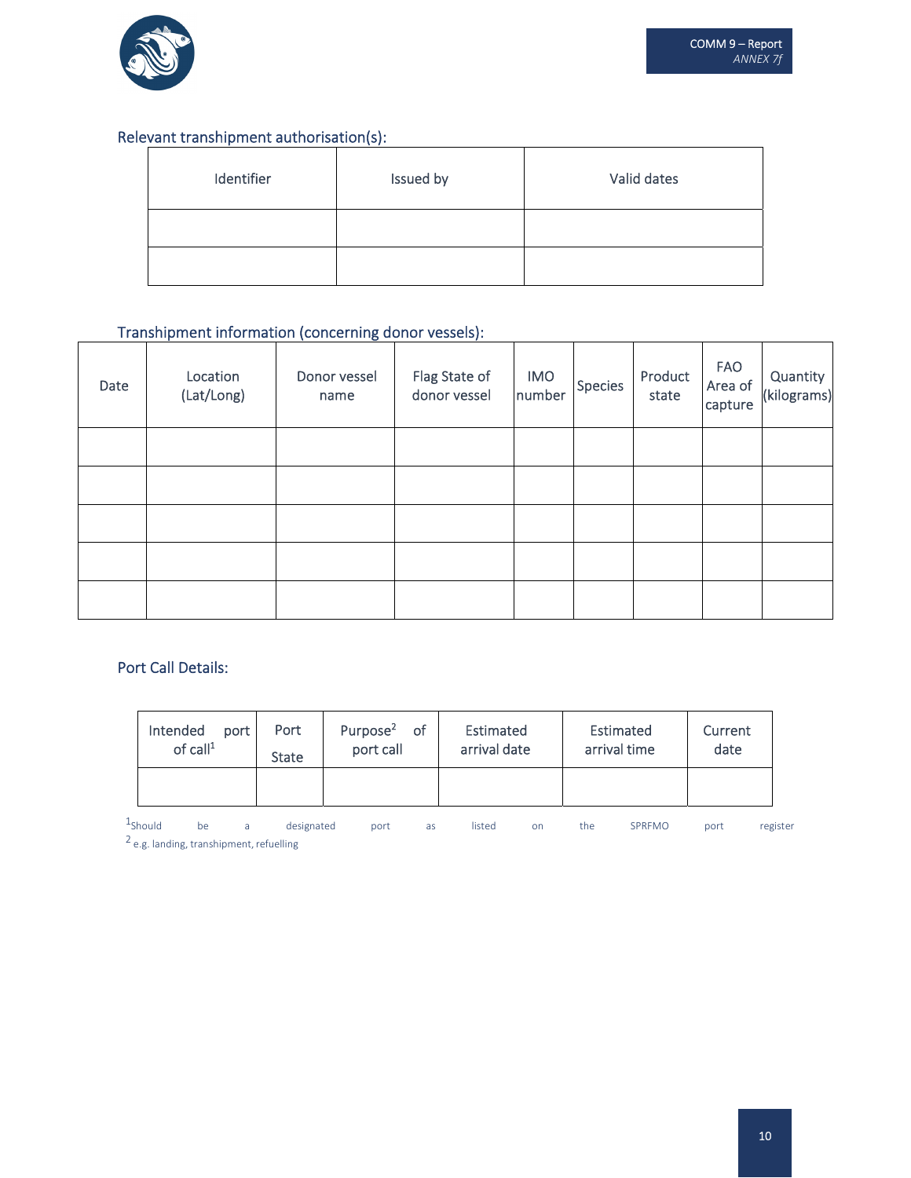Relevant transhipment authorisation(s):

| Identifier | Issued by | Valid dates |
|---|---|---|
| | | |
| | | |

Transhipment information (concerning donor vessels):

| Date | Location (Lat/Long) | Donor vessel name | Flag State of donor vessel | IMO number | Species | Product state | FAO Area of capture | Quantity (kilograms) |
|---|---|---|---|---|---|---|---|---|
| | | | | | | | | |
| | | | | | | | | |
| | | | | | | | | |
| | | | | | | | | |
| | | | | | | | | |

Port Call Details:

| Intended port of call[1] | Port State | Purpose[2] of port call | Estimated arrival date | Estimated arrival time | Current date |
|---|---|---|---|---|---|
| | | | | | |

[1]Should be a designated port as listed on the SPRFMO port register
[2] e.g. landing, transhipment, refuelling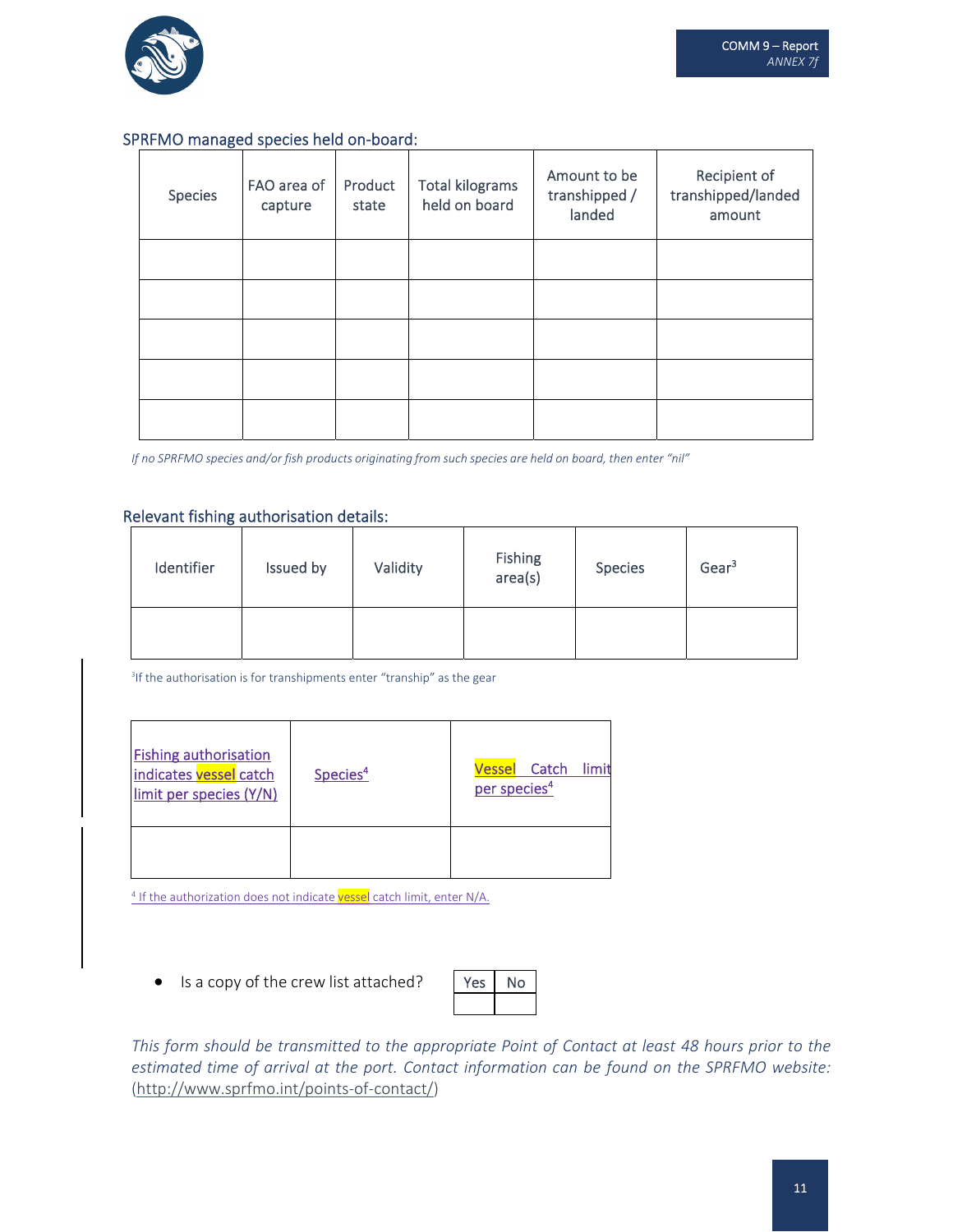### SPRFMO managed species held on-board:

| Species | FAO area of capture | Product state | Total kilograms held on board | Amount to be transhipped / landed | Recipient of transhipped/landed amount |
|---|---|---|---|---|---|
| | | | | | |
| | | | | | |
| | | | | | |
| | | | | | |
| | | | | | |

*If no SPRFMO species and/or fish products originating from such species are held on board, then enter "nil"*

### Relevant fishing authorisation details:

| Identifier | Issued by | Validity | Fishing area(s) | Species | Gear[3] |
|---|---|---|---|---|---|
| | | | | | |

[3]If the authorisation is for transhipments enter "tranship" as the gear

| Fishing authorisation indicates vessel catch limit per species (Y/N) | Species[4] | Vessel Catch limit per species[4] |
|---|---|---|
| | | |

[4] If the authorization does not indicate vessel catch limit, enter N/A.

- Is a copy of the crew list attached?

| Yes | No |
|---|---|
| | |

*This form should be transmitted to the appropriate Point of Contact at least 48 hours prior to the estimated time of arrival at the port. Contact information can be found on the SPRFMO website:* (http://www.sprfmo.int/points-of-contact/)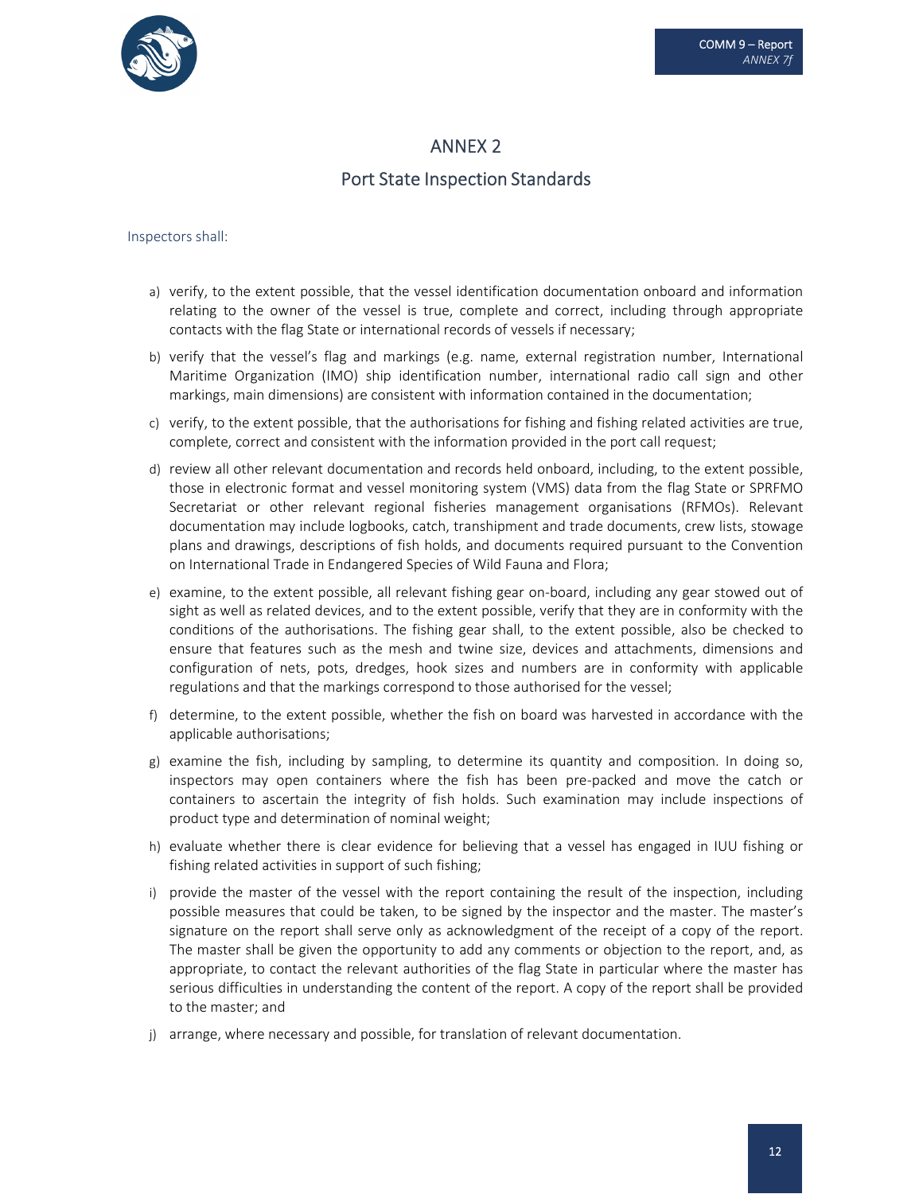# ANNEX 2

## Port State Inspection Standards

Inspectors shall:

a) verify, to the extent possible, that the vessel identification documentation onboard and information relating to the owner of the vessel is true, complete and correct, including through appropriate contacts with the flag State or international records of vessels if necessary;

b) verify that the vessel's flag and markings (e.g. name, external registration number, International Maritime Organization (IMO) ship identification number, international radio call sign and other markings, main dimensions) are consistent with information contained in the documentation;

c) verify, to the extent possible, that the authorisations for fishing and fishing related activities are true, complete, correct and consistent with the information provided in the port call request;

d) review all other relevant documentation and records held onboard, including, to the extent possible, those in electronic format and vessel monitoring system (VMS) data from the flag State or SPRFMO Secretariat or other relevant regional fisheries management organisations (RFMOs). Relevant documentation may include logbooks, catch, transhipment and trade documents, crew lists, stowage plans and drawings, descriptions of fish holds, and documents required pursuant to the Convention on International Trade in Endangered Species of Wild Fauna and Flora;

e) examine, to the extent possible, all relevant fishing gear on-board, including any gear stowed out of sight as well as related devices, and to the extent possible, verify that they are in conformity with the conditions of the authorisations. The fishing gear shall, to the extent possible, also be checked to ensure that features such as the mesh and twine size, devices and attachments, dimensions and configuration of nets, pots, dredges, hook sizes and numbers are in conformity with applicable regulations and that the markings correspond to those authorised for the vessel;

f) determine, to the extent possible, whether the fish on board was harvested in accordance with the applicable authorisations;

g) examine the fish, including by sampling, to determine its quantity and composition. In doing so, inspectors may open containers where the fish has been pre-packed and move the catch or containers to ascertain the integrity of fish holds. Such examination may include inspections of product type and determination of nominal weight;

h) evaluate whether there is clear evidence for believing that a vessel has engaged in IUU fishing or fishing related activities in support of such fishing;

i) provide the master of the vessel with the report containing the result of the inspection, including possible measures that could be taken, to be signed by the inspector and the master. The master's signature on the report shall serve only as acknowledgment of the receipt of a copy of the report. The master shall be given the opportunity to add any comments or objection to the report, and, as appropriate, to contact the relevant authorities of the flag State in particular where the master has serious difficulties in understanding the content of the report. A copy of the report shall be provided to the master; and

j) arrange, where necessary and possible, for translation of relevant documentation.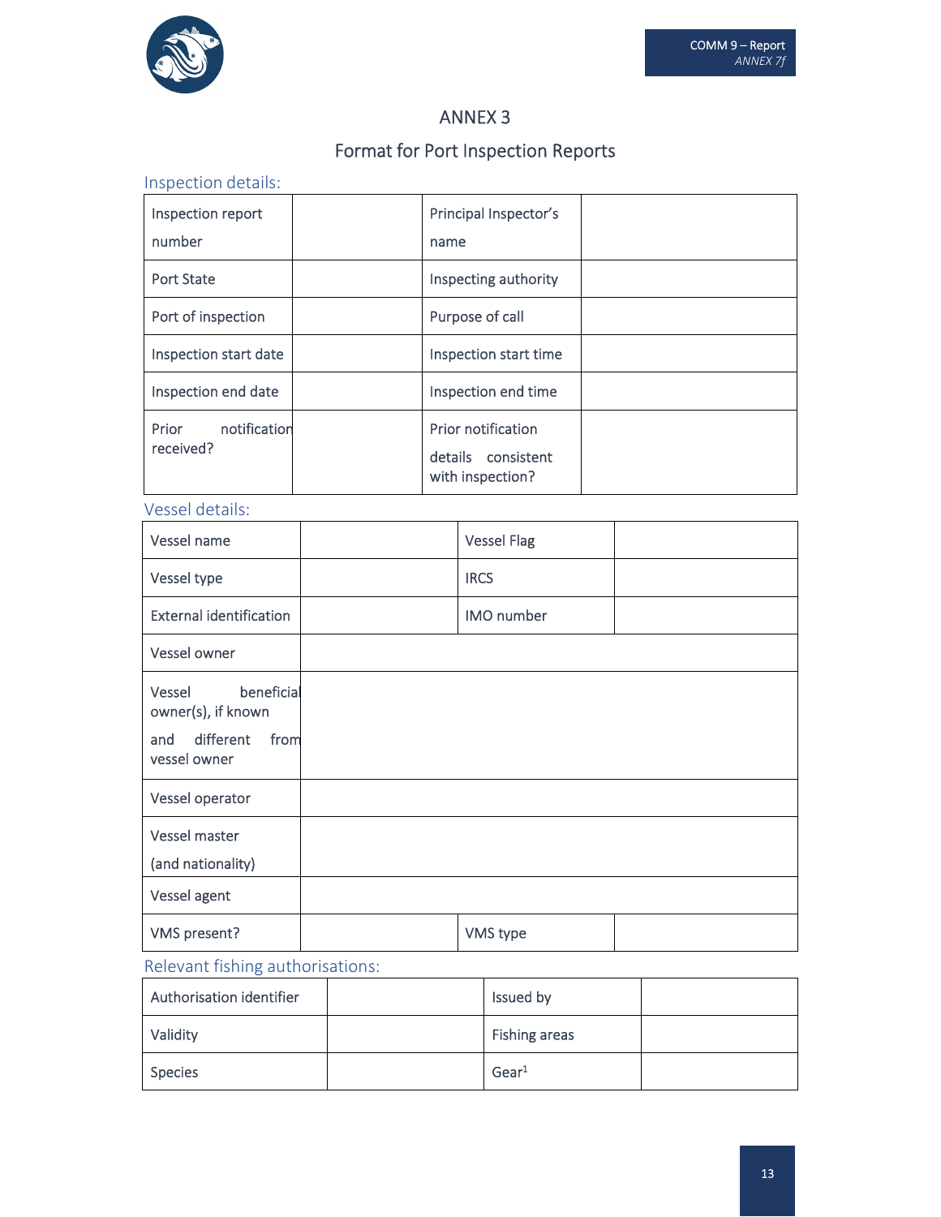# ANNEX 3

## Format for Port Inspection Reports

### Inspection details:

| | | | |
|---|---|---|---|
| Inspection report number | | Principal Inspector's name | |
| Port State | | Inspecting authority | |
| Port of inspection | | Purpose of call | |
| Inspection start date | | Inspection start time | |
| Inspection end date | | Inspection end time | |
| Prior notification received? | | Prior notification details consistent with inspection? | |

### Vessel details:

| | | | |
|---|---|---|---|
| Vessel name | | Vessel Flag | |
| Vessel type | | IRCS | |
| External identification | | IMO number | |
| Vessel owner | | | |
| Vessel beneficial owner(s), if known and different from vessel owner | | | |
| Vessel operator | | | |
| Vessel master (and nationality) | | | |
| Vessel agent | | | |
| VMS present? | | VMS type | |

### Relevant fishing authorisations:

| | | | |
|---|---|---|---|
| Authorisation identifier | | Issued by | |
| Validity | | Fishing areas | |
| Species | | Gear[1] | |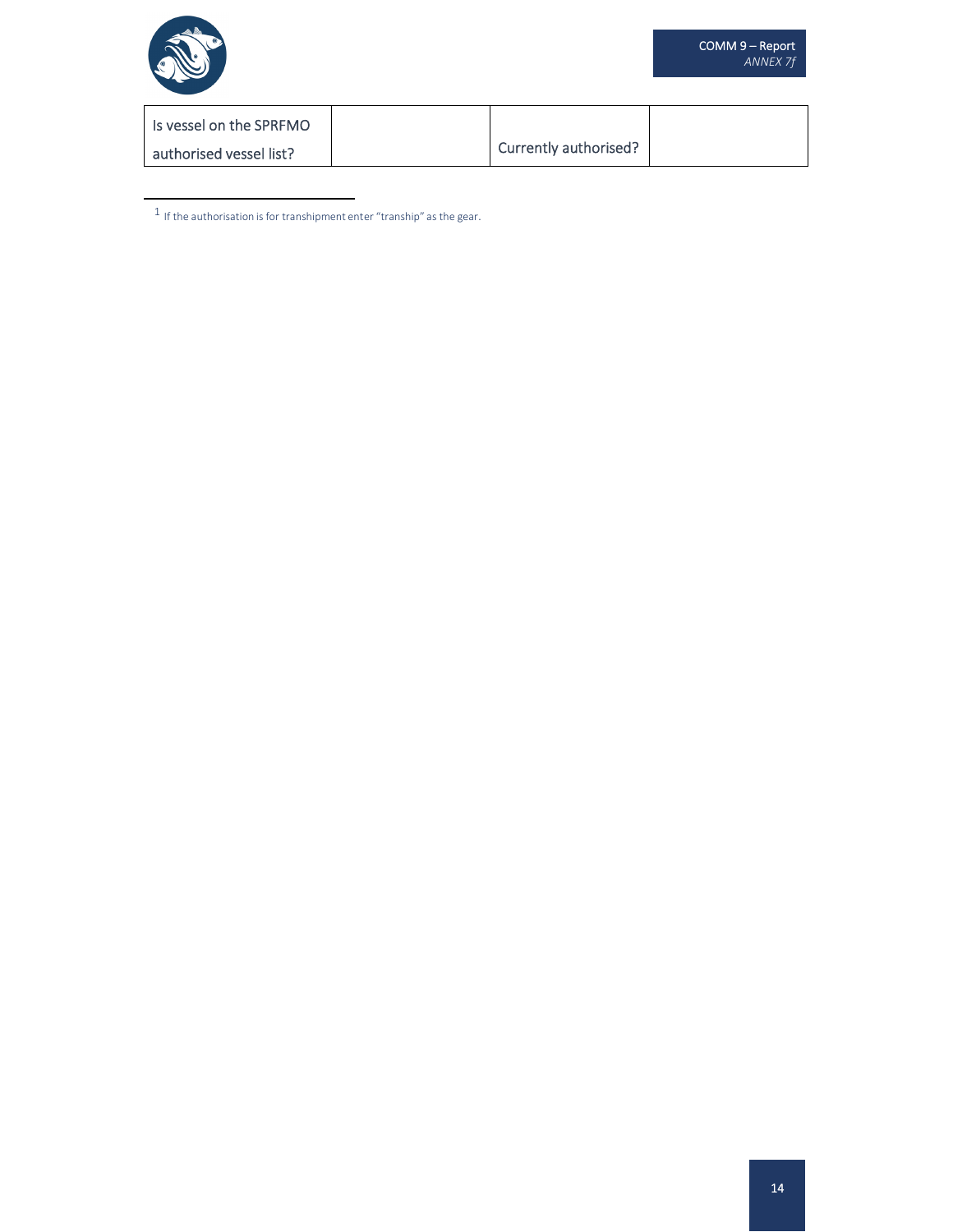| Is vessel on the SPRFMO authorised vessel list? | | Currently authorised? | |
|---|---|---|---|

[1] If the authorisation is for transhipment enter "tranship" as the gear.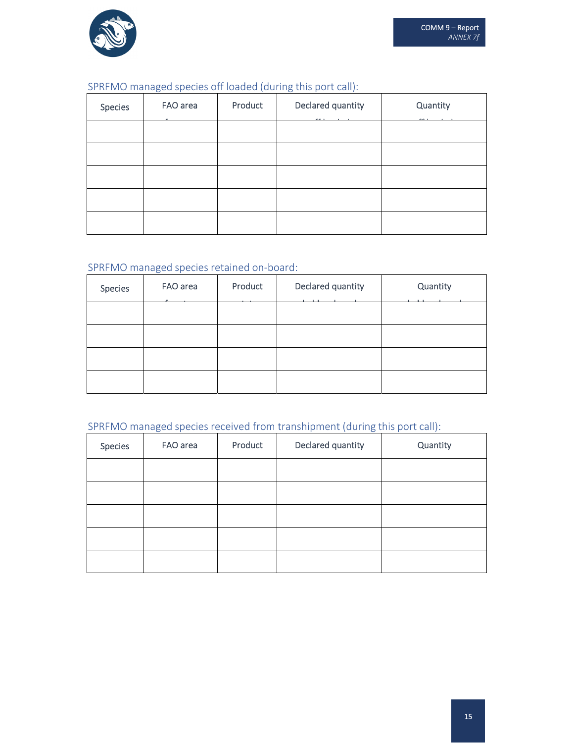SPRFMO managed species off loaded (during this port call):

| Species | FAO area | Product | Declared quantity | Quantity |
|---|---|---|---|---|
| | | | | |
| | | | | |
| | | | | |
| | | | | |
| | | | | |

SPRFMO managed species retained on-board:

| Species | FAO area | Product | Declared quantity | Quantity |
|---|---|---|---|---|
| | | | | |
| | | | | |
| | | | | |
| | | | | |

SPRFMO managed species received from transhipment (during this port call):

| Species | FAO area | Product | Declared quantity | Quantity |
|---|---|---|---|---|
| | | | | |
| | | | | |
| | | | | |
| | | | | |
| | | | | |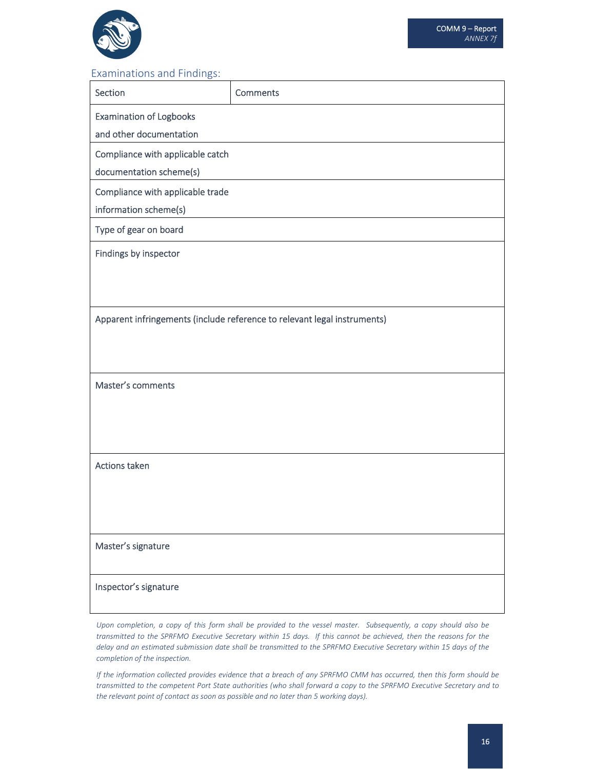## Examinations and Findings:

| Section | Comments |
|---|---|
| Examination of Logbooks and other documentation | |
| Compliance with applicable catch documentation scheme(s) | |
| Compliance with applicable trade information scheme(s) | |
| Type of gear on board | |
| Findings by inspector | |
| Apparent infringements (include reference to relevant legal instruments) | |
| Master's comments | |
| Actions taken | |
| Master's signature | |
| Inspector's signature | |

*Upon completion, a copy of this form shall be provided to the vessel master. Subsequently, a copy should also be transmitted to the SPRFMO Executive Secretary within 15 days. If this cannot be achieved, then the reasons for the delay and an estimated submission date shall be transmitted to the SPRFMO Executive Secretary within 15 days of the completion of the inspection.*

*If the information collected provides evidence that a breach of any SPRFMO CMM has occurred, then this form should be transmitted to the competent Port State authorities (who shall forward a copy to the SPRFMO Executive Secretary and to the relevant point of contact as soon as possible and no later than 5 working days).*